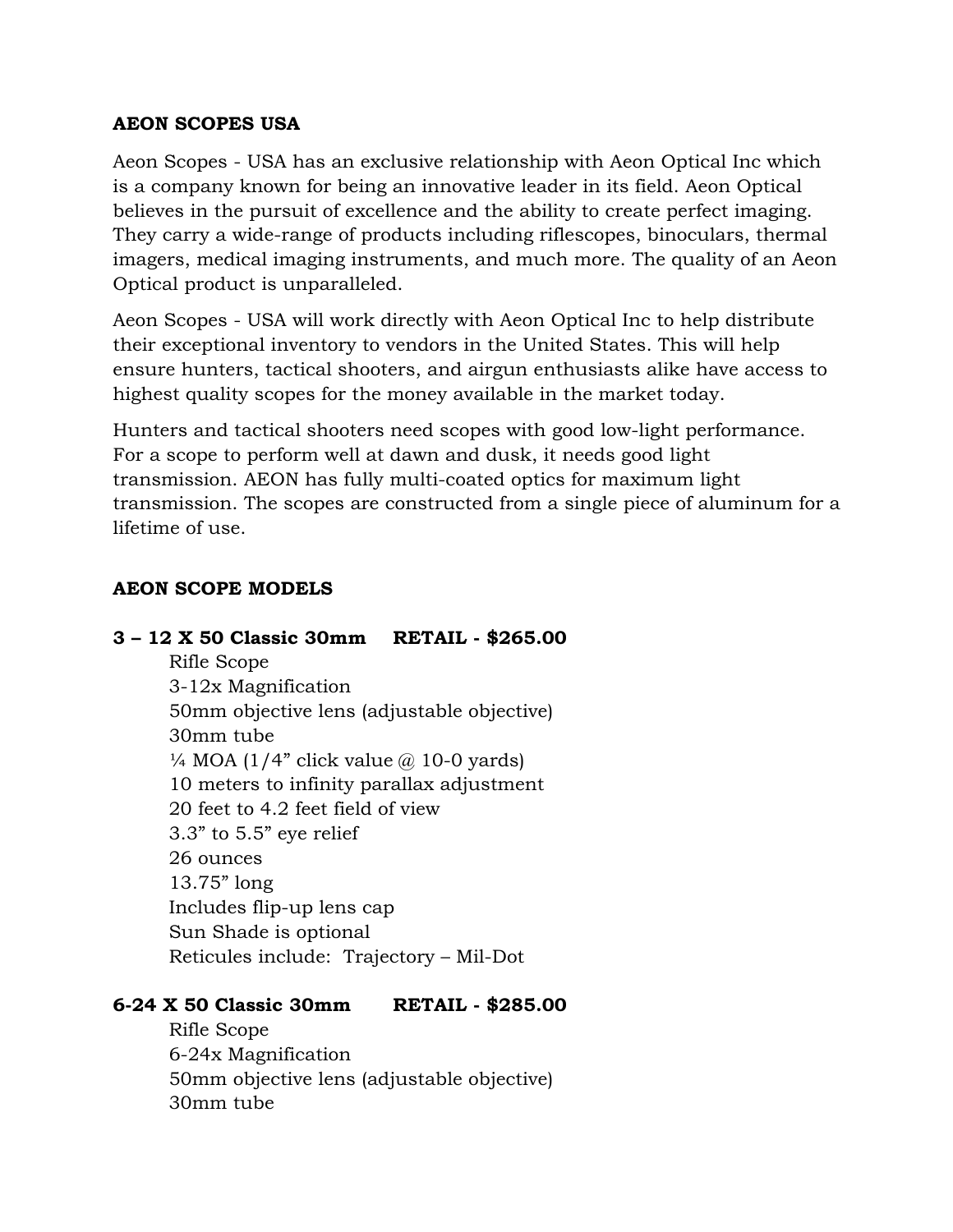**AEON SCOPES USA**

Aeon Scopes - USA has an exclusive relationship with Aeon Optical Inc which is a company known for being an innovative leader in its field. Aeon Optical believes in the pursuit of excellence and the ability to create perfect imaging. They carry a wide-range of products including riflescopes, binoculars, thermal imagers, medical imaging instruments, and much more. The quality of an Aeon Optical product is unparalleled.

Aeon Scopes - USA will work directly with Aeon Optical Inc to help distribute their exceptional inventory to vendors in the United States. This will help ensure hunters, tactical shooters, and airgun enthusiasts alike have access to highest quality scopes for the money available in the market today.

Hunters and tactical shooters need scopes with good low-light performance. For a scope to perform well at dawn and dusk, it needs good light transmission. AEON has fully multi-coated optics for maximum light transmission. The scopes are constructed from a single piece of aluminum for a lifetime of use.

**AEON SCOPE MODELS**

**3 – 12 X 50 Classic 30mm     RETAIL - $265.00**

Rifle Scope
3-12x Magnification
50mm objective lens (adjustable objective)
30mm tube
¼ MOA (1/4” click value @ 10-0 yards)
10 meters to infinity parallax adjustment
20 feet to 4.2 feet field of view
3.3” to 5.5” eye relief
26 ounces
13.75” long
Includes flip-up lens cap
Sun Shade is optional
Reticules include:  Trajectory – Mil-Dot

**6-24 X 50 Classic 30mm       RETAIL - $285.00**

Rifle Scope
6-24x Magnification
50mm objective lens (adjustable objective)
30mm tube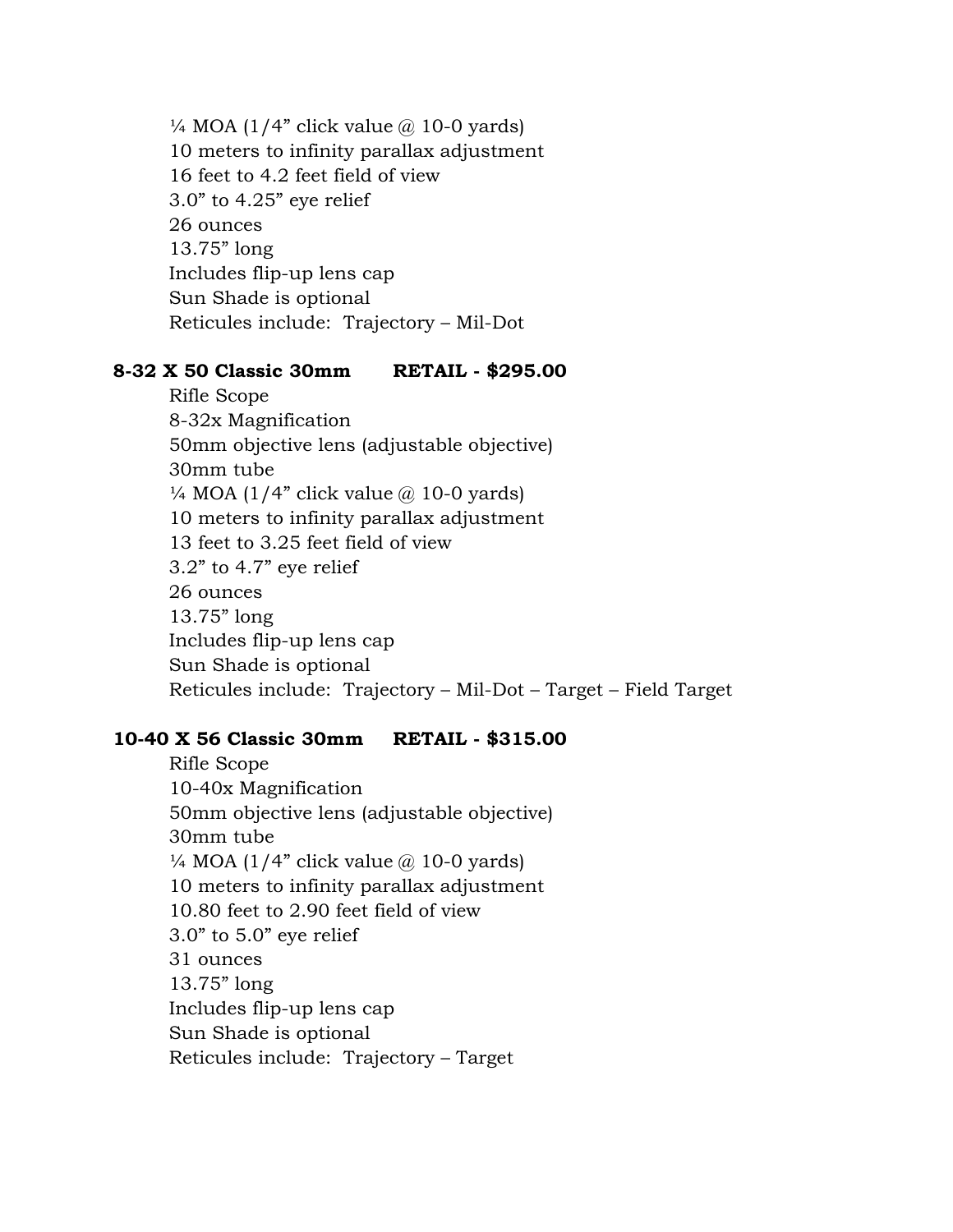¼ MOA (1/4" click value @ 10-0 yards)
10 meters to infinity parallax adjustment
16 feet to 4.2 feet field of view
3.0" to 4.25" eye relief
26 ounces
13.75" long
Includes flip-up lens cap
Sun Shade is optional
Reticules include: Trajectory – Mil-Dot

**8-32 X 50 Classic 30mm RETAIL - $295.00**

Rifle Scope
8-32x Magnification
50mm objective lens (adjustable objective)
30mm tube
¼ MOA (1/4" click value @ 10-0 yards)
10 meters to infinity parallax adjustment
13 feet to 3.25 feet field of view
3.2" to 4.7" eye relief
26 ounces
13.75" long
Includes flip-up lens cap
Sun Shade is optional
Reticules include: Trajectory – Mil-Dot – Target – Field Target

**10-40 X 56 Classic 30mm RETAIL - $315.00**

Rifle Scope
10-40x Magnification
50mm objective lens (adjustable objective)
30mm tube
¼ MOA (1/4" click value @ 10-0 yards)
10 meters to infinity parallax adjustment
10.80 feet to 2.90 feet field of view
3.0" to 5.0" eye relief
31 ounces
13.75" long
Includes flip-up lens cap
Sun Shade is optional
Reticules include: Trajectory – Target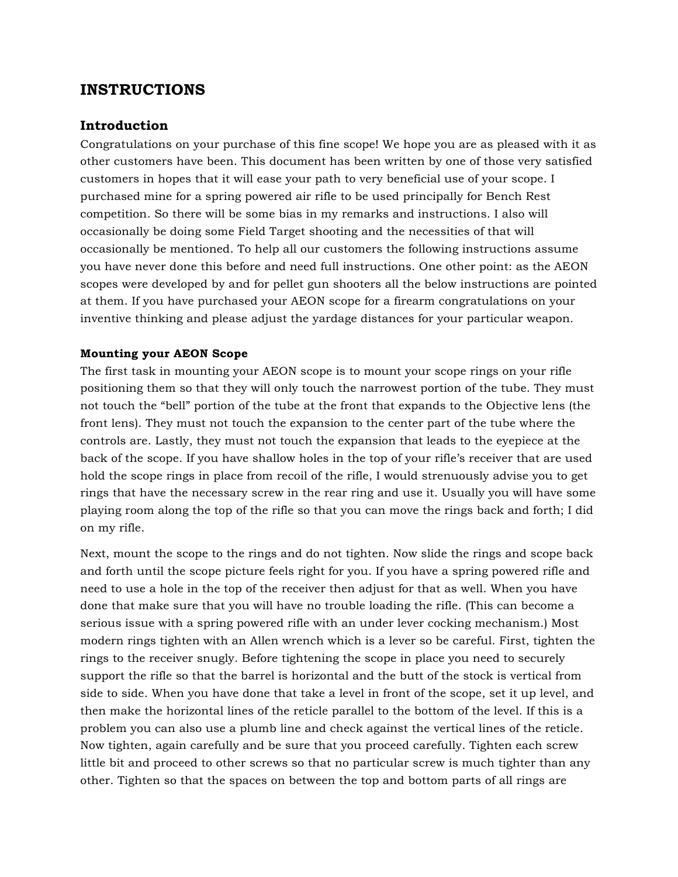## INSTRUCTIONS

### Introduction

Congratulations on your purchase of this fine scope! We hope you are as pleased with it as other customers have been. This document has been written by one of those very satisfied customers in hopes that it will ease your path to very beneficial use of your scope. I purchased mine for a spring powered air rifle to be used principally for Bench Rest competition. So there will be some bias in my remarks and instructions. I also will occasionally be doing some Field Target shooting and the necessities of that will occasionally be mentioned. To help all our customers the following instructions assume you have never done this before and need full instructions. One other point: as the AEON scopes were developed by and for pellet gun shooters all the below instructions are pointed at them. If you have purchased your AEON scope for a firearm congratulations on your inventive thinking and please adjust the yardage distances for your particular weapon.

#### Mounting your AEON Scope

The first task in mounting your AEON scope is to mount your scope rings on your rifle positioning them so that they will only touch the narrowest portion of the tube. They must not touch the "bell" portion of the tube at the front that expands to the Objective lens (the front lens). They must not touch the expansion to the center part of the tube where the controls are. Lastly, they must not touch the expansion that leads to the eyepiece at the back of the scope. If you have shallow holes in the top of your rifle's receiver that are used hold the scope rings in place from recoil of the rifle, I would strenuously advise you to get rings that have the necessary screw in the rear ring and use it. Usually you will have some playing room along the top of the rifle so that you can move the rings back and forth; I did on my rifle.

Next, mount the scope to the rings and do not tighten. Now slide the rings and scope back and forth until the scope picture feels right for you. If you have a spring powered rifle and need to use a hole in the top of the receiver then adjust for that as well. When you have done that make sure that you will have no trouble loading the rifle. (This can become a serious issue with a spring powered rifle with an under lever cocking mechanism.) Most modern rings tighten with an Allen wrench which is a lever so be careful. First, tighten the rings to the receiver snugly. Before tightening the scope in place you need to securely support the rifle so that the barrel is horizontal and the butt of the stock is vertical from side to side. When you have done that take a level in front of the scope, set it up level, and then make the horizontal lines of the reticle parallel to the bottom of the level. If this is a problem you can also use a plumb line and check against the vertical lines of the reticle. Now tighten, again carefully and be sure that you proceed carefully. Tighten each screw little bit and proceed to other screws so that no particular screw is much tighter than any other. Tighten so that the spaces on between the top and bottom parts of all rings are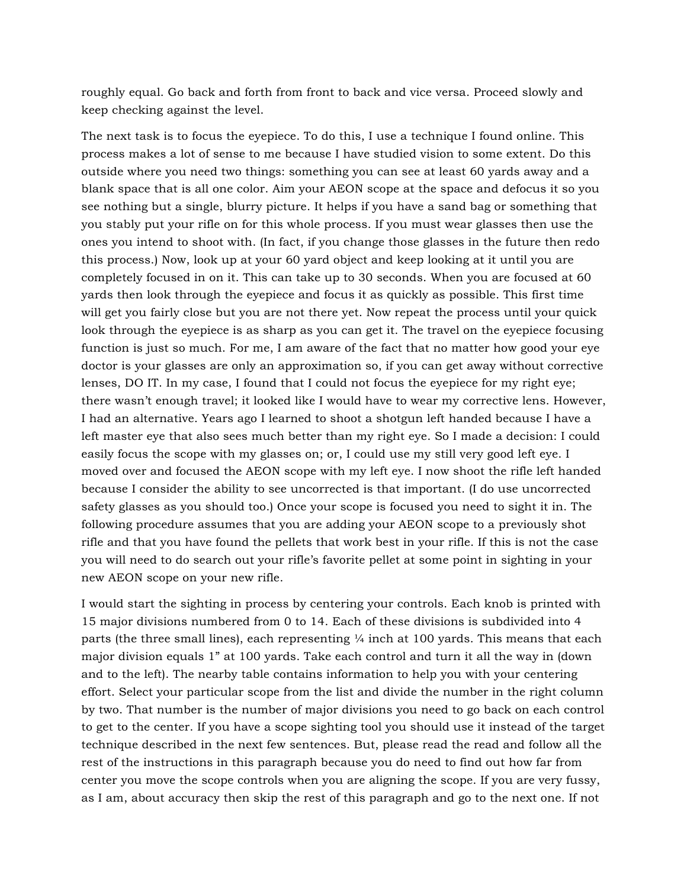roughly equal. Go back and forth from front to back and vice versa. Proceed slowly and keep checking against the level.

The next task is to focus the eyepiece. To do this, I use a technique I found online. This process makes a lot of sense to me because I have studied vision to some extent. Do this outside where you need two things: something you can see at least 60 yards away and a blank space that is all one color. Aim your AEON scope at the space and defocus it so you see nothing but a single, blurry picture. It helps if you have a sand bag or something that you stably put your rifle on for this whole process. If you must wear glasses then use the ones you intend to shoot with. (In fact, if you change those glasses in the future then redo this process.) Now, look up at your 60 yard object and keep looking at it until you are completely focused in on it. This can take up to 30 seconds. When you are focused at 60 yards then look through the eyepiece and focus it as quickly as possible. This first time will get you fairly close but you are not there yet. Now repeat the process until your quick look through the eyepiece is as sharp as you can get it. The travel on the eyepiece focusing function is just so much. For me, I am aware of the fact that no matter how good your eye doctor is your glasses are only an approximation so, if you can get away without corrective lenses, DO IT. In my case, I found that I could not focus the eyepiece for my right eye; there wasn't enough travel; it looked like I would have to wear my corrective lens. However, I had an alternative. Years ago I learned to shoot a shotgun left handed because I have a left master eye that also sees much better than my right eye. So I made a decision: I could easily focus the scope with my glasses on; or, I could use my still very good left eye. I moved over and focused the AEON scope with my left eye. I now shoot the rifle left handed because I consider the ability to see uncorrected is that important. (I do use uncorrected safety glasses as you should too.) Once your scope is focused you need to sight it in. The following procedure assumes that you are adding your AEON scope to a previously shot rifle and that you have found the pellets that work best in your rifle. If this is not the case you will need to do search out your rifle's favorite pellet at some point in sighting in your new AEON scope on your new rifle.

I would start the sighting in process by centering your controls. Each knob is printed with 15 major divisions numbered from 0 to 14. Each of these divisions is subdivided into 4 parts (the three small lines), each representing ¼ inch at 100 yards. This means that each major division equals 1" at 100 yards. Take each control and turn it all the way in (down and to the left). The nearby table contains information to help you with your centering effort. Select your particular scope from the list and divide the number in the right column by two. That number is the number of major divisions you need to go back on each control to get to the center. If you have a scope sighting tool you should use it instead of the target technique described in the next few sentences. But, please read the read and follow all the rest of the instructions in this paragraph because you do need to find out how far from center you move the scope controls when you are aligning the scope. If you are very fussy, as I am, about accuracy then skip the rest of this paragraph and go to the next one. If not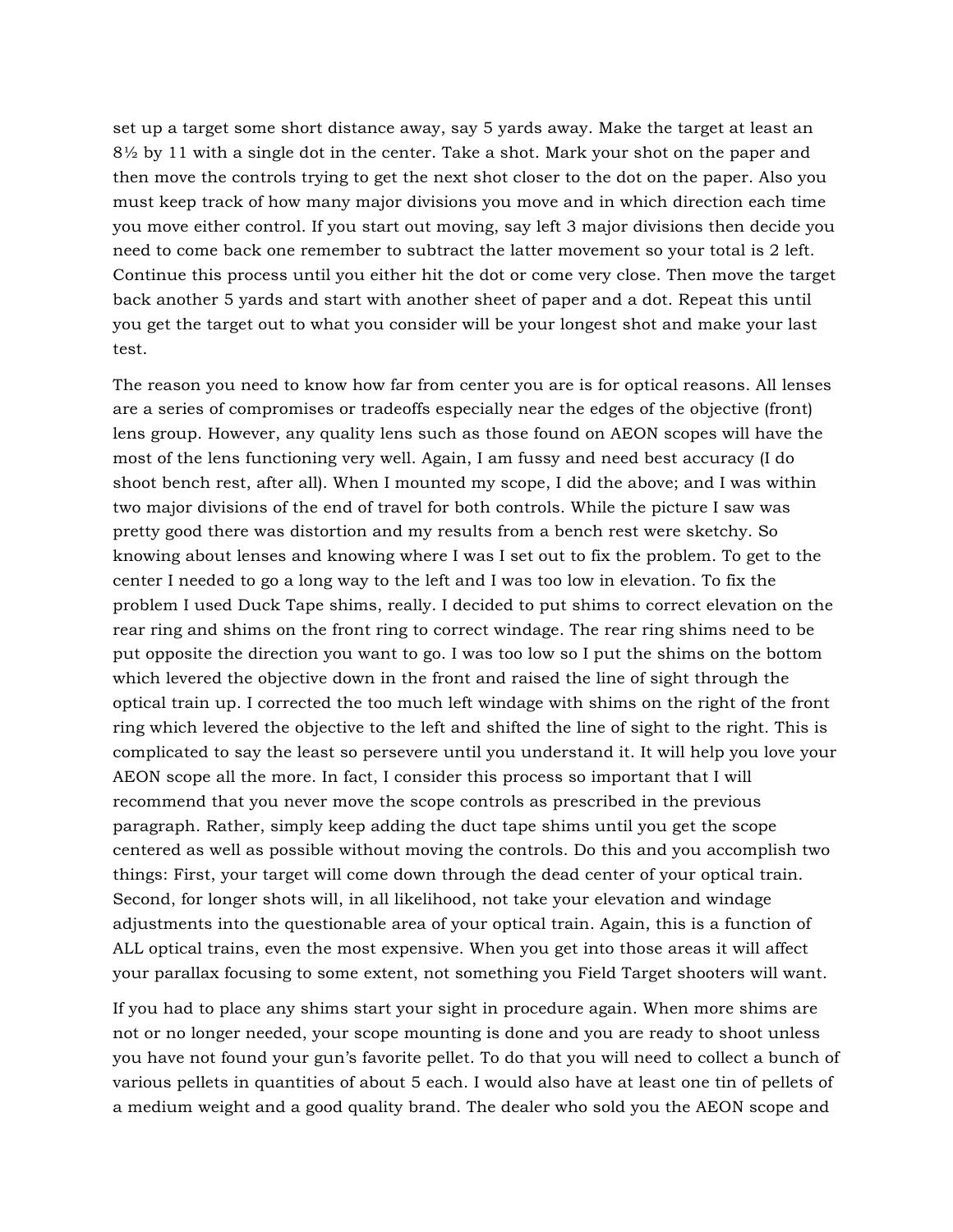set up a target some short distance away, say 5 yards away. Make the target at least an 8½ by 11 with a single dot in the center. Take a shot. Mark your shot on the paper and then move the controls trying to get the next shot closer to the dot on the paper. Also you must keep track of how many major divisions you move and in which direction each time you move either control. If you start out moving, say left 3 major divisions then decide you need to come back one remember to subtract the latter movement so your total is 2 left. Continue this process until you either hit the dot or come very close. Then move the target back another 5 yards and start with another sheet of paper and a dot. Repeat this until you get the target out to what you consider will be your longest shot and make your last test.

The reason you need to know how far from center you are is for optical reasons. All lenses are a series of compromises or tradeoffs especially near the edges of the objective (front) lens group. However, any quality lens such as those found on AEON scopes will have the most of the lens functioning very well. Again, I am fussy and need best accuracy (I do shoot bench rest, after all). When I mounted my scope, I did the above; and I was within two major divisions of the end of travel for both controls. While the picture I saw was pretty good there was distortion and my results from a bench rest were sketchy. So knowing about lenses and knowing where I was I set out to fix the problem. To get to the center I needed to go a long way to the left and I was too low in elevation. To fix the problem I used Duck Tape shims, really. I decided to put shims to correct elevation on the rear ring and shims on the front ring to correct windage. The rear ring shims need to be put opposite the direction you want to go. I was too low so I put the shims on the bottom which levered the objective down in the front and raised the line of sight through the optical train up. I corrected the too much left windage with shims on the right of the front ring which levered the objective to the left and shifted the line of sight to the right. This is complicated to say the least so persevere until you understand it. It will help you love your AEON scope all the more. In fact, I consider this process so important that I will recommend that you never move the scope controls as prescribed in the previous paragraph. Rather, simply keep adding the duct tape shims until you get the scope centered as well as possible without moving the controls. Do this and you accomplish two things: First, your target will come down through the dead center of your optical train. Second, for longer shots will, in all likelihood, not take your elevation and windage adjustments into the questionable area of your optical train. Again, this is a function of ALL optical trains, even the most expensive. When you get into those areas it will affect your parallax focusing to some extent, not something you Field Target shooters will want.

If you had to place any shims start your sight in procedure again. When more shims are not or no longer needed, your scope mounting is done and you are ready to shoot unless you have not found your gun's favorite pellet. To do that you will need to collect a bunch of various pellets in quantities of about 5 each. I would also have at least one tin of pellets of a medium weight and a good quality brand. The dealer who sold you the AEON scope and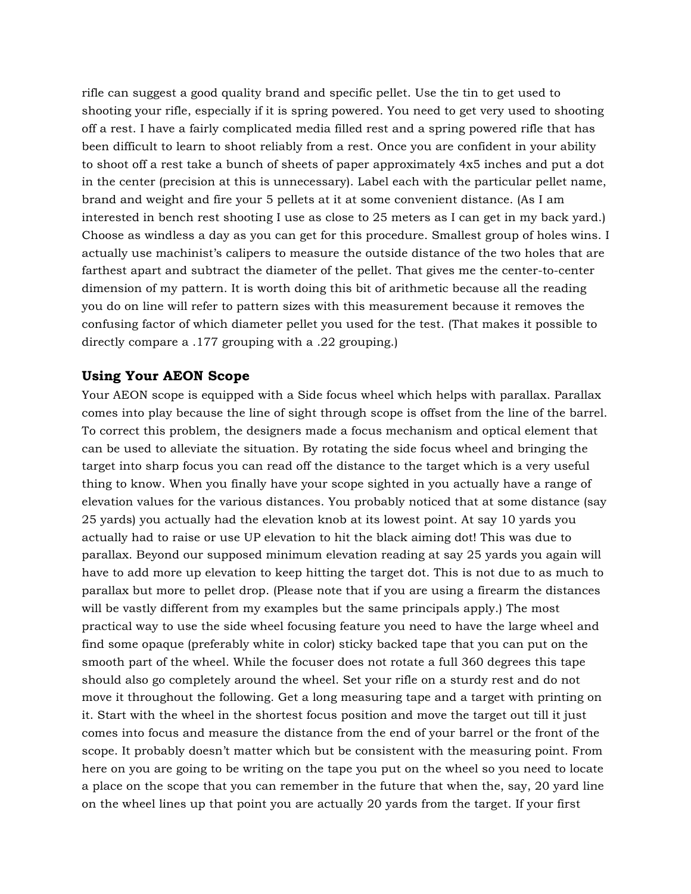rifle can suggest a good quality brand and specific pellet. Use the tin to get used to shooting your rifle, especially if it is spring powered. You need to get very used to shooting off a rest. I have a fairly complicated media filled rest and a spring powered rifle that has been difficult to learn to shoot reliably from a rest. Once you are confident in your ability to shoot off a rest take a bunch of sheets of paper approximately 4x5 inches and put a dot in the center (precision at this is unnecessary). Label each with the particular pellet name, brand and weight and fire your 5 pellets at it at some convenient distance. (As I am interested in bench rest shooting I use as close to 25 meters as I can get in my back yard.) Choose as windless a day as you can get for this procedure. Smallest group of holes wins. I actually use machinist's calipers to measure the outside distance of the two holes that are farthest apart and subtract the diameter of the pellet. That gives me the center-to-center dimension of my pattern. It is worth doing this bit of arithmetic because all the reading you do on line will refer to pattern sizes with this measurement because it removes the confusing factor of which diameter pellet you used for the test. (That makes it possible to directly compare a .177 grouping with a .22 grouping.)

## Using Your AEON Scope

Your AEON scope is equipped with a Side focus wheel which helps with parallax. Parallax comes into play because the line of sight through scope is offset from the line of the barrel. To correct this problem, the designers made a focus mechanism and optical element that can be used to alleviate the situation. By rotating the side focus wheel and bringing the target into sharp focus you can read off the distance to the target which is a very useful thing to know. When you finally have your scope sighted in you actually have a range of elevation values for the various distances. You probably noticed that at some distance (say 25 yards) you actually had the elevation knob at its lowest point. At say 10 yards you actually had to raise or use UP elevation to hit the black aiming dot! This was due to parallax. Beyond our supposed minimum elevation reading at say 25 yards you again will have to add more up elevation to keep hitting the target dot. This is not due to as much to parallax but more to pellet drop. (Please note that if you are using a firearm the distances will be vastly different from my examples but the same principals apply.) The most practical way to use the side wheel focusing feature you need to have the large wheel and find some opaque (preferably white in color) sticky backed tape that you can put on the smooth part of the wheel. While the focuser does not rotate a full 360 degrees this tape should also go completely around the wheel. Set your rifle on a sturdy rest and do not move it throughout the following. Get a long measuring tape and a target with printing on it. Start with the wheel in the shortest focus position and move the target out till it just comes into focus and measure the distance from the end of your barrel or the front of the scope. It probably doesn't matter which but be consistent with the measuring point. From here on you are going to be writing on the tape you put on the wheel so you need to locate a place on the scope that you can remember in the future that when the, say, 20 yard line on the wheel lines up that point you are actually 20 yards from the target. If your first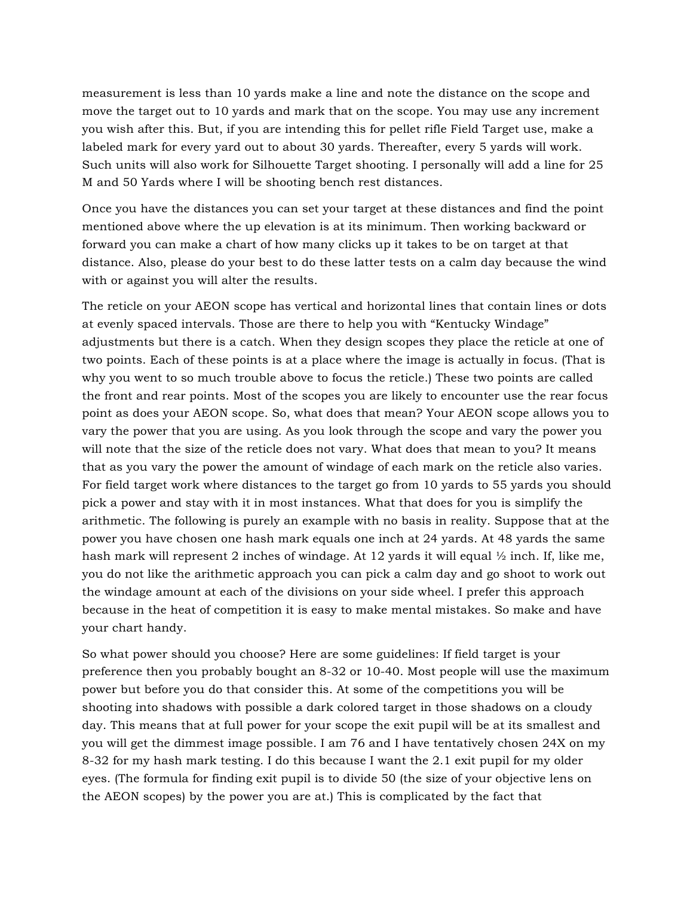measurement is less than 10 yards make a line and note the distance on the scope and move the target out to 10 yards and mark that on the scope. You may use any increment you wish after this. But, if you are intending this for pellet rifle Field Target use, make a labeled mark for every yard out to about 30 yards. Thereafter, every 5 yards will work. Such units will also work for Silhouette Target shooting. I personally will add a line for 25 M and 50 Yards where I will be shooting bench rest distances.

Once you have the distances you can set your target at these distances and find the point mentioned above where the up elevation is at its minimum. Then working backward or forward you can make a chart of how many clicks up it takes to be on target at that distance. Also, please do your best to do these latter tests on a calm day because the wind with or against you will alter the results.

The reticle on your AEON scope has vertical and horizontal lines that contain lines or dots at evenly spaced intervals. Those are there to help you with "Kentucky Windage" adjustments but there is a catch. When they design scopes they place the reticle at one of two points. Each of these points is at a place where the image is actually in focus. (That is why you went to so much trouble above to focus the reticle.) These two points are called the front and rear points. Most of the scopes you are likely to encounter use the rear focus point as does your AEON scope. So, what does that mean? Your AEON scope allows you to vary the power that you are using. As you look through the scope and vary the power you will note that the size of the reticle does not vary. What does that mean to you? It means that as you vary the power the amount of windage of each mark on the reticle also varies. For field target work where distances to the target go from 10 yards to 55 yards you should pick a power and stay with it in most instances. What that does for you is simplify the arithmetic. The following is purely an example with no basis in reality. Suppose that at the power you have chosen one hash mark equals one inch at 24 yards. At 48 yards the same hash mark will represent 2 inches of windage. At 12 yards it will equal ½ inch. If, like me, you do not like the arithmetic approach you can pick a calm day and go shoot to work out the windage amount at each of the divisions on your side wheel. I prefer this approach because in the heat of competition it is easy to make mental mistakes. So make and have your chart handy.

So what power should you choose? Here are some guidelines: If field target is your preference then you probably bought an 8-32 or 10-40. Most people will use the maximum power but before you do that consider this. At some of the competitions you will be shooting into shadows with possible a dark colored target in those shadows on a cloudy day. This means that at full power for your scope the exit pupil will be at its smallest and you will get the dimmest image possible. I am 76 and I have tentatively chosen 24X on my 8-32 for my hash mark testing. I do this because I want the 2.1 exit pupil for my older eyes. (The formula for finding exit pupil is to divide 50 (the size of your objective lens on the AEON scopes) by the power you are at.) This is complicated by the fact that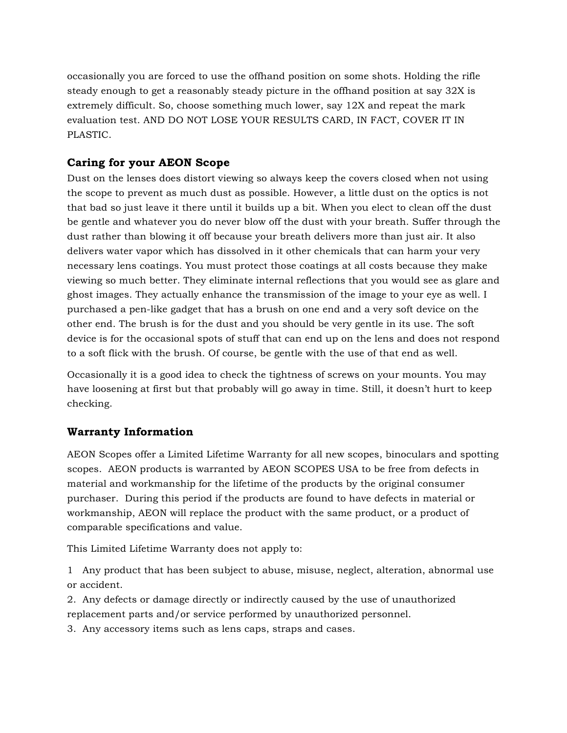occasionally you are forced to use the offhand position on some shots. Holding the rifle steady enough to get a reasonably steady picture in the offhand position at say 32X is extremely difficult. So, choose something much lower, say 12X and repeat the mark evaluation test. AND DO NOT LOSE YOUR RESULTS CARD, IN FACT, COVER IT IN PLASTIC.

## Caring for your AEON Scope

Dust on the lenses does distort viewing so always keep the covers closed when not using the scope to prevent as much dust as possible. However, a little dust on the optics is not that bad so just leave it there until it builds up a bit. When you elect to clean off the dust be gentle and whatever you do never blow off the dust with your breath. Suffer through the dust rather than blowing it off because your breath delivers more than just air. It also delivers water vapor which has dissolved in it other chemicals that can harm your very necessary lens coatings. You must protect those coatings at all costs because they make viewing so much better. They eliminate internal reflections that you would see as glare and ghost images. They actually enhance the transmission of the image to your eye as well. I purchased a pen-like gadget that has a brush on one end and a very soft device on the other end. The brush is for the dust and you should be very gentle in its use. The soft device is for the occasional spots of stuff that can end up on the lens and does not respond to a soft flick with the brush. Of course, be gentle with the use of that end as well.

Occasionally it is a good idea to check the tightness of screws on your mounts. You may have loosening at first but that probably will go away in time. Still, it doesn't hurt to keep checking.

## Warranty Information

AEON Scopes offer a Limited Lifetime Warranty for all new scopes, binoculars and spotting scopes. AEON products is warranted by AEON SCOPES USA to be free from defects in material and workmanship for the lifetime of the products by the original consumer purchaser. During this period if the products are found to have defects in material or workmanship, AEON will replace the product with the same product, or a product of comparable specifications and value.

This Limited Lifetime Warranty does not apply to:

1 Any product that has been subject to abuse, misuse, neglect, alteration, abnormal use or accident.
2. Any defects or damage directly or indirectly caused by the use of unauthorized replacement parts and/or service performed by unauthorized personnel.
3. Any accessory items such as lens caps, straps and cases.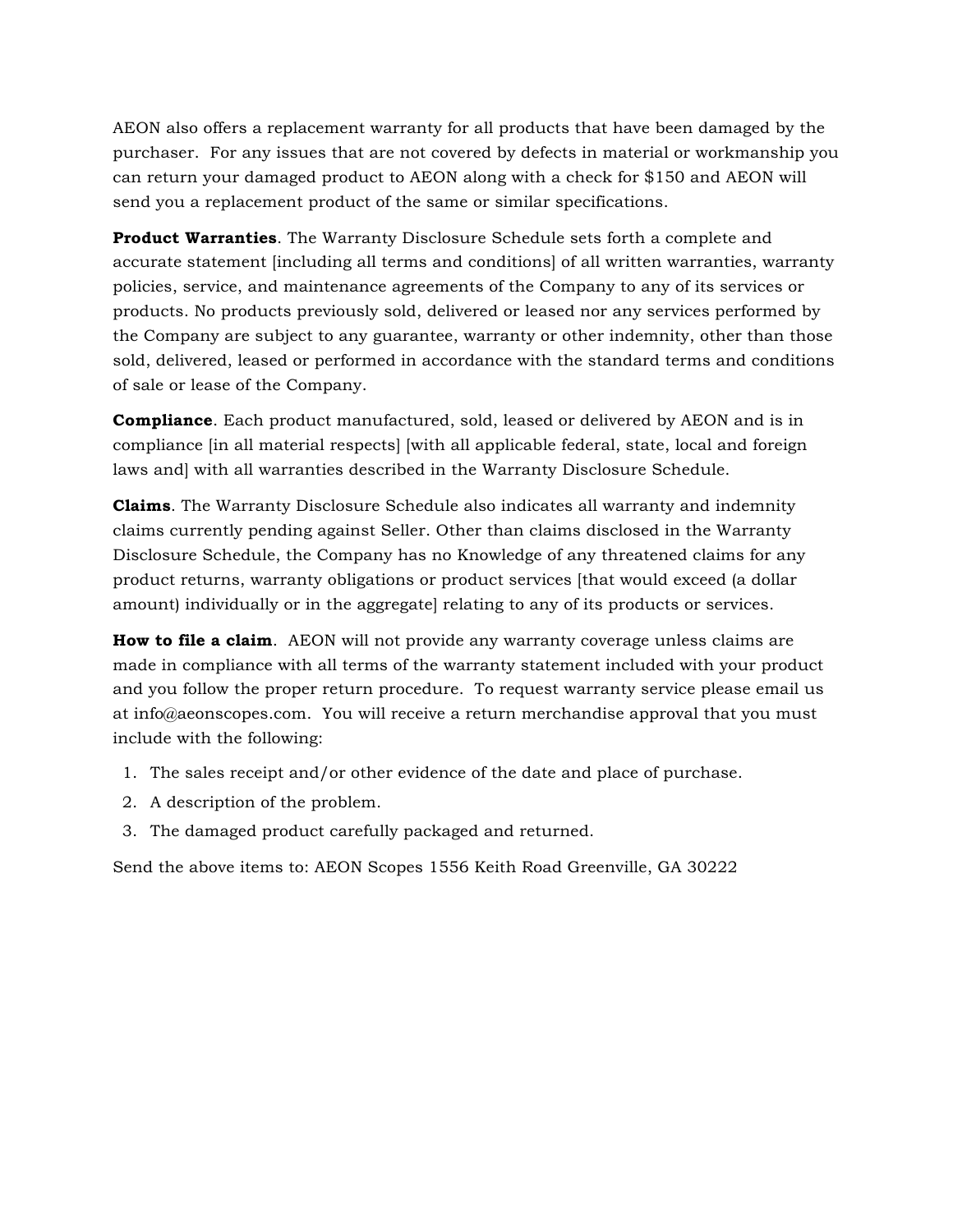AEON also offers a replacement warranty for all products that have been damaged by the purchaser. For any issues that are not covered by defects in material or workmanship you can return your damaged product to AEON along with a check for $150 and AEON will send you a replacement product of the same or similar specifications.

**Product Warranties**. The Warranty Disclosure Schedule sets forth a complete and accurate statement [including all terms and conditions] of all written warranties, warranty policies, service, and maintenance agreements of the Company to any of its services or products. No products previously sold, delivered or leased nor any services performed by the Company are subject to any guarantee, warranty or other indemnity, other than those sold, delivered, leased or performed in accordance with the standard terms and conditions of sale or lease of the Company.

**Compliance**. Each product manufactured, sold, leased or delivered by AEON and is in compliance [in all material respects] [with all applicable federal, state, local and foreign laws and] with all warranties described in the Warranty Disclosure Schedule.

**Claims**. The Warranty Disclosure Schedule also indicates all warranty and indemnity claims currently pending against Seller. Other than claims disclosed in the Warranty Disclosure Schedule, the Company has no Knowledge of any threatened claims for any product returns, warranty obligations or product services [that would exceed (a dollar amount) individually or in the aggregate] relating to any of its products or services.

**How to file a claim**. AEON will not provide any warranty coverage unless claims are made in compliance with all terms of the warranty statement included with your product and you follow the proper return procedure. To request warranty service please email us at info@aeonscopes.com. You will receive a return merchandise approval that you must include with the following:

1. The sales receipt and/or other evidence of the date and place of purchase.
2. A description of the problem.
3. The damaged product carefully packaged and returned.

Send the above items to: AEON Scopes 1556 Keith Road Greenville, GA 30222